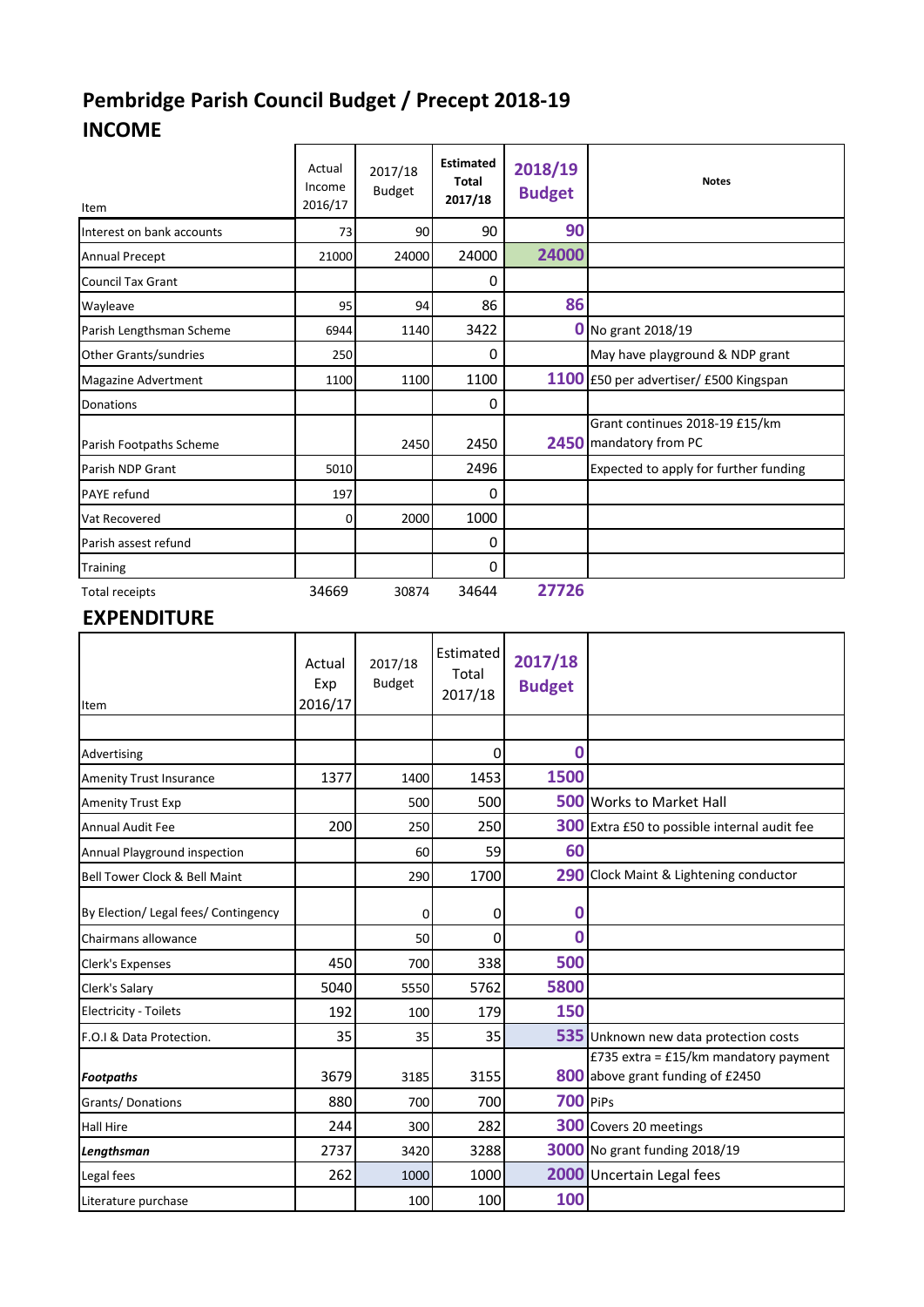# Pembridge Parish Council Budget / Precept 2018-19

## INCOME

| Item | Actual Income 2016/17 | 2017/18 Budget | **Estimated Total 2017/18** | **2018/19 Budget** | **Notes** |
|---|---|---|---|---|---|
| Interest on bank accounts | 73 | 90 | 90 | **90** | |
| Annual Precept | 21000 | 24000 | 24000 | **24000** | |
| Council Tax Grant | | | 0 | | |
| Wayleave | 95 | 94 | 86 | **86** | |
| Parish Lengthsman Scheme | 6944 | 1140 | 3422 | **0** | No grant 2018/19 |
| Other Grants/sundries | 250 | | 0 | | May have playground & NDP grant |
| Magazine Advertment | 1100 | 1100 | 1100 | **1100** | £50 per advertiser/ £500 Kingspan |
| Donations | | | 0 | | |
| Parish Footpaths Scheme | | 2450 | 2450 | **2450** | Grant continues 2018-19 £15/km mandatory from PC |
| Parish NDP Grant | 5010 | | 2496 | | Expected to apply for further funding |
| PAYE refund | 197 | | 0 | | |
| Vat Recovered | 0 | 2000 | 1000 | | |
| Parish assest refund | | | 0 | | |
| Training | | | 0 | | |
| Total receipts | 34669 | 30874 | 34644 | **27726** | |

## EXPENDITURE

| Item | Actual Exp 2016/17 | 2017/18 Budget | Estimated Total 2017/18 | **2017/18 Budget** | |
|---|---|---|---|---|---|
| | | | | | |
| Advertising | | | 0 | **0** | |
| Amenity Trust Insurance | 1377 | 1400 | 1453 | **1500** | |
| Amenity Trust Exp | | 500 | 500 | **500** | Works to Market Hall |
| Annual Audit Fee | 200 | 250 | 250 | **300** | Extra £50 to possible internal audit fee |
| Annual Playground inspection | | 60 | 59 | **60** | |
| Bell Tower Clock & Bell Maint | | 290 | 1700 | **290** | Clock Maint & Lightening conductor |
| By Election/ Legal fees/ Contingency | | 0 | 0 | **0** | |
| Chairmans allowance | | 50 | 0 | **0** | |
| Clerk's Expenses | 450 | 700 | 338 | **500** | |
| Clerk's Salary | 5040 | 5550 | 5762 | **5800** | |
| Electricity - Toilets | 192 | 100 | 179 | **150** | |
| F.O.I & Data Protection. | 35 | 35 | 35 | **535** | Unknown new data protection costs |
| ***Footpaths*** | 3679 | 3185 | 3155 | **800** | £735 extra = £15/km mandatory payment above grant funding of £2450 |
| Grants/ Donations | 880 | 700 | 700 | **700** | PiPs |
| Hall Hire | 244 | 300 | 282 | **300** | Covers 20 meetings |
| ***Lengthsman*** | 2737 | 3420 | 3288 | **3000** | No grant funding 2018/19 |
| Legal fees | 262 | 1000 | 1000 | **2000** | Uncertain Legal fees |
| Literature purchase | | 100 | 100 | **100** | |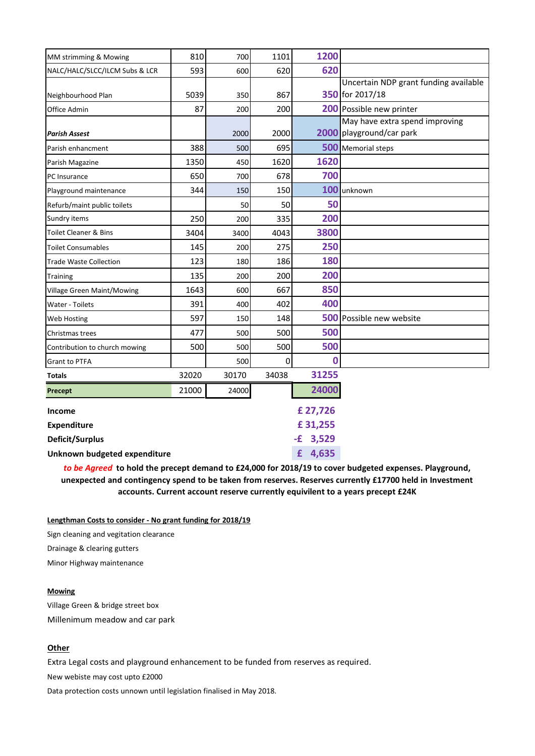| | | | | | |
|---|---|---|---|---|---|
| MM strimming & Mowing | 810 | 700 | 1101 | 1200 | |
| NALC/HALC/SLCC/ILCM Subs & LCR | 593 | 600 | 620 | 620 | |
| Neighbourhood Plan | 5039 | 350 | 867 | 350 | Uncertain NDP grant funding available for 2017/18 |
| Office Admin | 87 | 200 | 200 | 200 | Possible new printer |
| ***Parish Assest*** | | 2000 | 2000 | 2000 | May have extra spend improving playground/car park |
| Parish enhancment | 388 | 500 | 695 | 500 | Memorial steps |
| Parish Magazine | 1350 | 450 | 1620 | 1620 | |
| PC Insurance | 650 | 700 | 678 | 700 | |
| Playground maintenance | 344 | 150 | 150 | 100 | unknown |
| Refurb/maint public toilets | | 50 | 50 | 50 | |
| Sundry items | 250 | 200 | 335 | 200 | |
| Toilet Cleaner & Bins | 3404 | 3400 | 4043 | 3800 | |
| Toilet Consumables | 145 | 200 | 275 | 250 | |
| Trade Waste Collection | 123 | 180 | 186 | 180 | |
| Training | 135 | 200 | 200 | 200 | |
| Village Green Maint/Mowing | 1643 | 600 | 667 | 850 | |
| Water - Toilets | 391 | 400 | 402 | 400 | |
| Web Hosting | 597 | 150 | 148 | 500 | Possible new website |
| Christmas trees | 477 | 500 | 500 | 500 | |
| Contribution to church mowing | 500 | 500 | 500 | 500 | |
| Grant to PTFA | | 500 | 0 | 0 | |
| **Totals** | 32020 | 30170 | 34038 | 31255 | |
| **Precept** | 21000 | 24000 | | 24000 | |

| | |
|---|---|
| **Income** | £ 27,726 |
| **Expenditure** | £ 31,255 |
| **Deficit/Surplus** | -£ 3,529 |
| **Unknown budgeted expenditure** | £ 4,635 |

***to be Agreed*** **to hold the precept demand to £24,000 for 2018/19 to cover budgeted expenses. Playground, unexpected and contingency spend to be taken from reserves. Reserves currently £17700 held in Investment accounts. Current account reserve currently equivilent to a years precept £24K**

**Lengthman Costs to consider - No grant funding for 2018/19**

Sign cleaning and vegitation clearance

Drainage & clearing gutters

Minor Highway maintenance

**Mowing**

Village Green & bridge street box

Millenimum meadow and car park

**Other**

Extra Legal costs and playground enhancement to be funded from reserves as required.

New webiste may cost upto £2000

Data protection costs unnown until legislation finalised in May 2018.